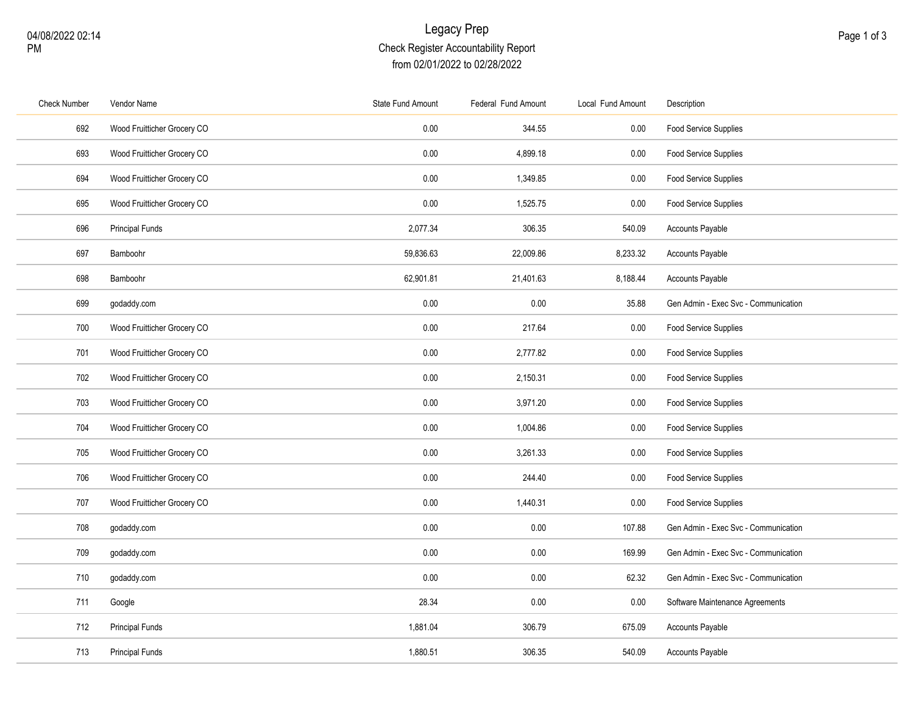# Legacy Prep

## Check Register Accountability Report

from 02/01/2022 to 02/28/2022

04/08/2022 02:14 PM

| Check Number | Vendor Name | State Fund Amount | Federal Fund Amount | Local Fund Amount | Description |
|---|---|---|---|---|---|
| 692 | Wood Fruitticher Grocery CO | 0.00 | 344.55 | 0.00 | Food Service Supplies |
| 693 | Wood Fruitticher Grocery CO | 0.00 | 4,899.18 | 0.00 | Food Service Supplies |
| 694 | Wood Fruitticher Grocery CO | 0.00 | 1,349.85 | 0.00 | Food Service Supplies |
| 695 | Wood Fruitticher Grocery CO | 0.00 | 1,525.75 | 0.00 | Food Service Supplies |
| 696 | Principal Funds | 2,077.34 | 306.35 | 540.09 | Accounts Payable |
| 697 | Bamboohr | 59,836.63 | 22,009.86 | 8,233.32 | Accounts Payable |
| 698 | Bamboohr | 62,901.81 | 21,401.63 | 8,188.44 | Accounts Payable |
| 699 | godaddy.com | 0.00 | 0.00 | 35.88 | Gen Admin - Exec Svc - Communication |
| 700 | Wood Fruitticher Grocery CO | 0.00 | 217.64 | 0.00 | Food Service Supplies |
| 701 | Wood Fruitticher Grocery CO | 0.00 | 2,777.82 | 0.00 | Food Service Supplies |
| 702 | Wood Fruitticher Grocery CO | 0.00 | 2,150.31 | 0.00 | Food Service Supplies |
| 703 | Wood Fruitticher Grocery CO | 0.00 | 3,971.20 | 0.00 | Food Service Supplies |
| 704 | Wood Fruitticher Grocery CO | 0.00 | 1,004.86 | 0.00 | Food Service Supplies |
| 705 | Wood Fruitticher Grocery CO | 0.00 | 3,261.33 | 0.00 | Food Service Supplies |
| 706 | Wood Fruitticher Grocery CO | 0.00 | 244.40 | 0.00 | Food Service Supplies |
| 707 | Wood Fruitticher Grocery CO | 0.00 | 1,440.31 | 0.00 | Food Service Supplies |
| 708 | godaddy.com | 0.00 | 0.00 | 107.88 | Gen Admin - Exec Svc - Communication |
| 709 | godaddy.com | 0.00 | 0.00 | 169.99 | Gen Admin - Exec Svc - Communication |
| 710 | godaddy.com | 0.00 | 0.00 | 62.32 | Gen Admin - Exec Svc - Communication |
| 711 | Google | 28.34 | 0.00 | 0.00 | Software Maintenance Agreements |
| 712 | Principal Funds | 1,881.04 | 306.79 | 675.09 | Accounts Payable |
| 713 | Principal Funds | 1,880.51 | 306.35 | 540.09 | Accounts Payable |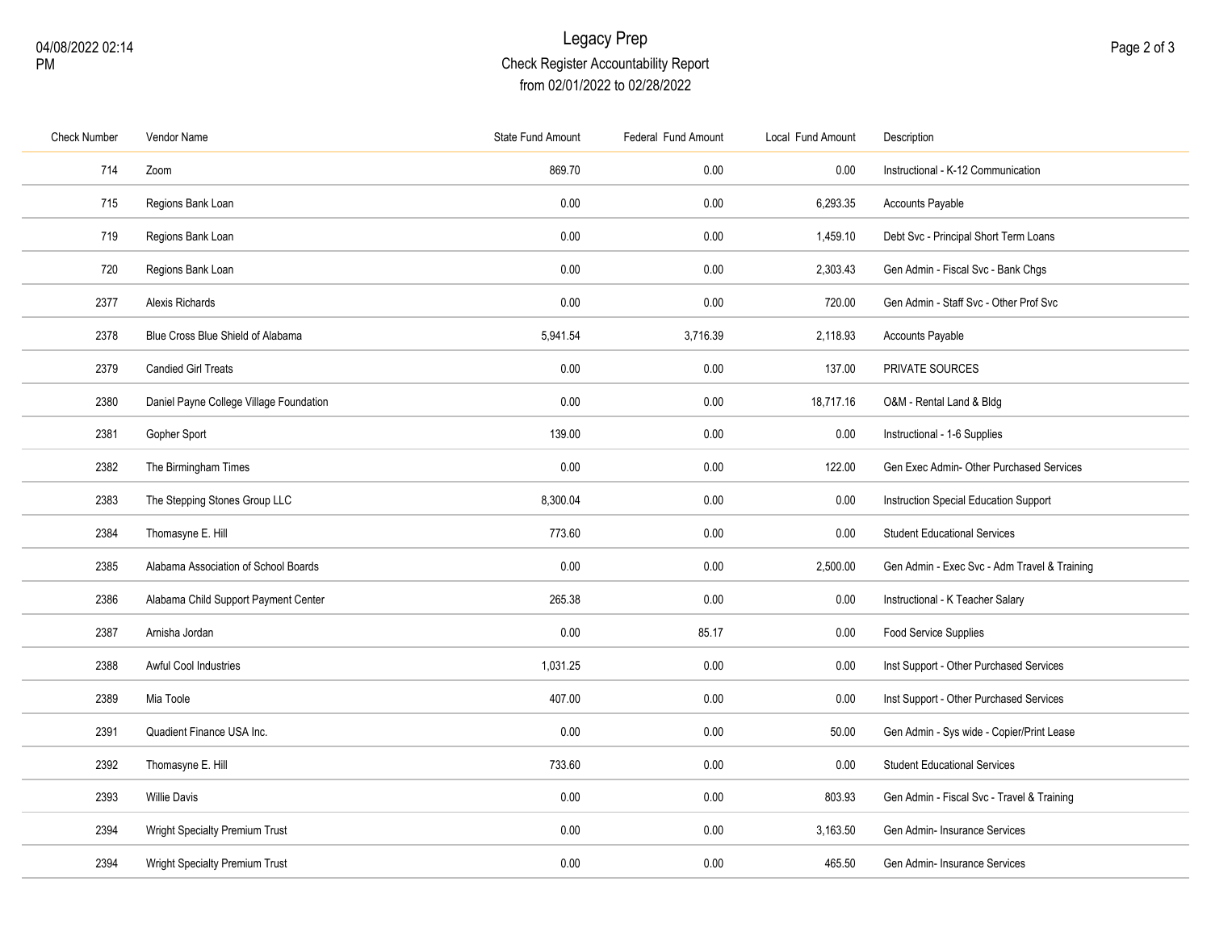# Legacy Prep

Check Register Accountability Report
from 02/01/2022 to 02/28/2022

| Check Number | Vendor Name | State Fund Amount | Federal Fund Amount | Local Fund Amount | Description |
|---|---|---|---|---|---|
| 714 | Zoom | 869.70 | 0.00 | 0.00 | Instructional - K-12 Communication |
| 715 | Regions Bank Loan | 0.00 | 0.00 | 6,293.35 | Accounts Payable |
| 719 | Regions Bank Loan | 0.00 | 0.00 | 1,459.10 | Debt Svc - Principal Short Term Loans |
| 720 | Regions Bank Loan | 0.00 | 0.00 | 2,303.43 | Gen Admin - Fiscal Svc - Bank Chgs |
| 2377 | Alexis Richards | 0.00 | 0.00 | 720.00 | Gen Admin - Staff Svc - Other Prof Svc |
| 2378 | Blue Cross Blue Shield of Alabama | 5,941.54 | 3,716.39 | 2,118.93 | Accounts Payable |
| 2379 | Candied Girl Treats | 0.00 | 0.00 | 137.00 | PRIVATE SOURCES |
| 2380 | Daniel Payne College Village Foundation | 0.00 | 0.00 | 18,717.16 | O&M - Rental Land & Bldg |
| 2381 | Gopher Sport | 139.00 | 0.00 | 0.00 | Instructional - 1-6 Supplies |
| 2382 | The Birmingham Times | 0.00 | 0.00 | 122.00 | Gen Exec Admin- Other Purchased Services |
| 2383 | The Stepping Stones Group LLC | 8,300.04 | 0.00 | 0.00 | Instruction Special Education Support |
| 2384 | Thomasyne E. Hill | 773.60 | 0.00 | 0.00 | Student Educational Services |
| 2385 | Alabama Association of School Boards | 0.00 | 0.00 | 2,500.00 | Gen Admin - Exec Svc - Adm Travel & Training |
| 2386 | Alabama Child Support Payment Center | 265.38 | 0.00 | 0.00 | Instructional - K Teacher Salary |
| 2387 | Arnisha Jordan | 0.00 | 85.17 | 0.00 | Food Service Supplies |
| 2388 | Awful Cool Industries | 1,031.25 | 0.00 | 0.00 | Inst Support - Other Purchased Services |
| 2389 | Mia Toole | 407.00 | 0.00 | 0.00 | Inst Support - Other Purchased Services |
| 2391 | Quadient Finance USA Inc. | 0.00 | 0.00 | 50.00 | Gen Admin - Sys wide - Copier/Print Lease |
| 2392 | Thomasyne E. Hill | 733.60 | 0.00 | 0.00 | Student Educational Services |
| 2393 | Willie Davis | 0.00 | 0.00 | 803.93 | Gen Admin - Fiscal Svc - Travel & Training |
| 2394 | Wright Specialty Premium Trust | 0.00 | 0.00 | 3,163.50 | Gen Admin- Insurance Services |
| 2394 | Wright Specialty Premium Trust | 0.00 | 0.00 | 465.50 | Gen Admin- Insurance Services |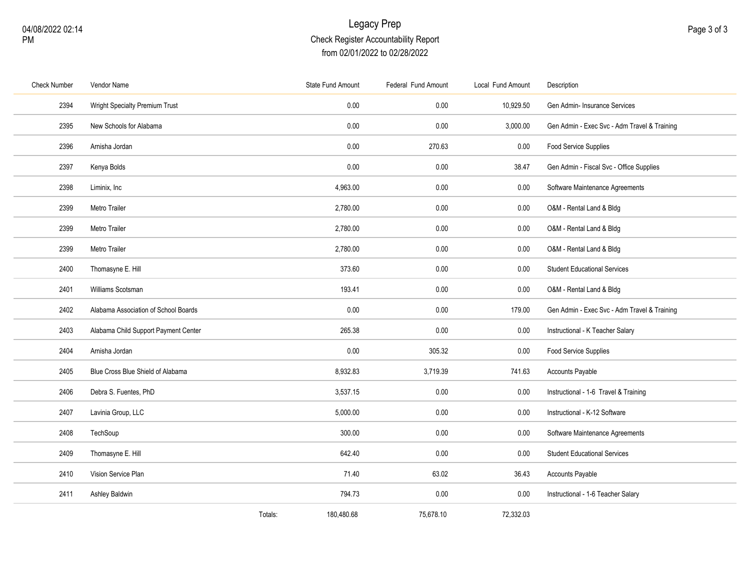# Legacy Prep

## Check Register Accountability Report

from 02/01/2022 to 02/28/2022

04/08/2022 02:14 PM

| Check Number | Vendor Name | State Fund Amount | Federal Fund Amount | Local Fund Amount | Description |
|---|---|---|---|---|---|
| 2394 | Wright Specialty Premium Trust | 0.00 | 0.00 | 10,929.50 | Gen Admin- Insurance Services |
| 2395 | New Schools for Alabama | 0.00 | 0.00 | 3,000.00 | Gen Admin - Exec Svc - Adm Travel & Training |
| 2396 | Arnisha Jordan | 0.00 | 270.63 | 0.00 | Food Service Supplies |
| 2397 | Kenya Bolds | 0.00 | 0.00 | 38.47 | Gen Admin - Fiscal Svc - Office Supplies |
| 2398 | Liminix, Inc | 4,963.00 | 0.00 | 0.00 | Software Maintenance Agreements |
| 2399 | Metro Trailer | 2,780.00 | 0.00 | 0.00 | O&M - Rental Land & Bldg |
| 2399 | Metro Trailer | 2,780.00 | 0.00 | 0.00 | O&M - Rental Land & Bldg |
| 2399 | Metro Trailer | 2,780.00 | 0.00 | 0.00 | O&M - Rental Land & Bldg |
| 2400 | Thomasyne E. Hill | 373.60 | 0.00 | 0.00 | Student Educational Services |
| 2401 | Williams Scotsman | 193.41 | 0.00 | 0.00 | O&M - Rental Land & Bldg |
| 2402 | Alabama Association of School Boards | 0.00 | 0.00 | 179.00 | Gen Admin - Exec Svc - Adm Travel & Training |
| 2403 | Alabama Child Support Payment Center | 265.38 | 0.00 | 0.00 | Instructional - K Teacher Salary |
| 2404 | Arnisha Jordan | 0.00 | 305.32 | 0.00 | Food Service Supplies |
| 2405 | Blue Cross Blue Shield of Alabama | 8,932.83 | 3,719.39 | 741.63 | Accounts Payable |
| 2406 | Debra S. Fuentes, PhD | 3,537.15 | 0.00 | 0.00 | Instructional - 1-6 Travel & Training |
| 2407 | Lavinia Group, LLC | 5,000.00 | 0.00 | 0.00 | Instructional - K-12 Software |
| 2408 | TechSoup | 300.00 | 0.00 | 0.00 | Software Maintenance Agreements |
| 2409 | Thomasyne E. Hill | 642.40 | 0.00 | 0.00 | Student Educational Services |
| 2410 | Vision Service Plan | 71.40 | 63.02 | 36.43 | Accounts Payable |
| 2411 | Ashley Baldwin | 794.73 | 0.00 | 0.00 | Instructional - 1-6 Teacher Salary |
| | Totals: | 180,480.68 | 75,678.10 | 72,332.03 | |